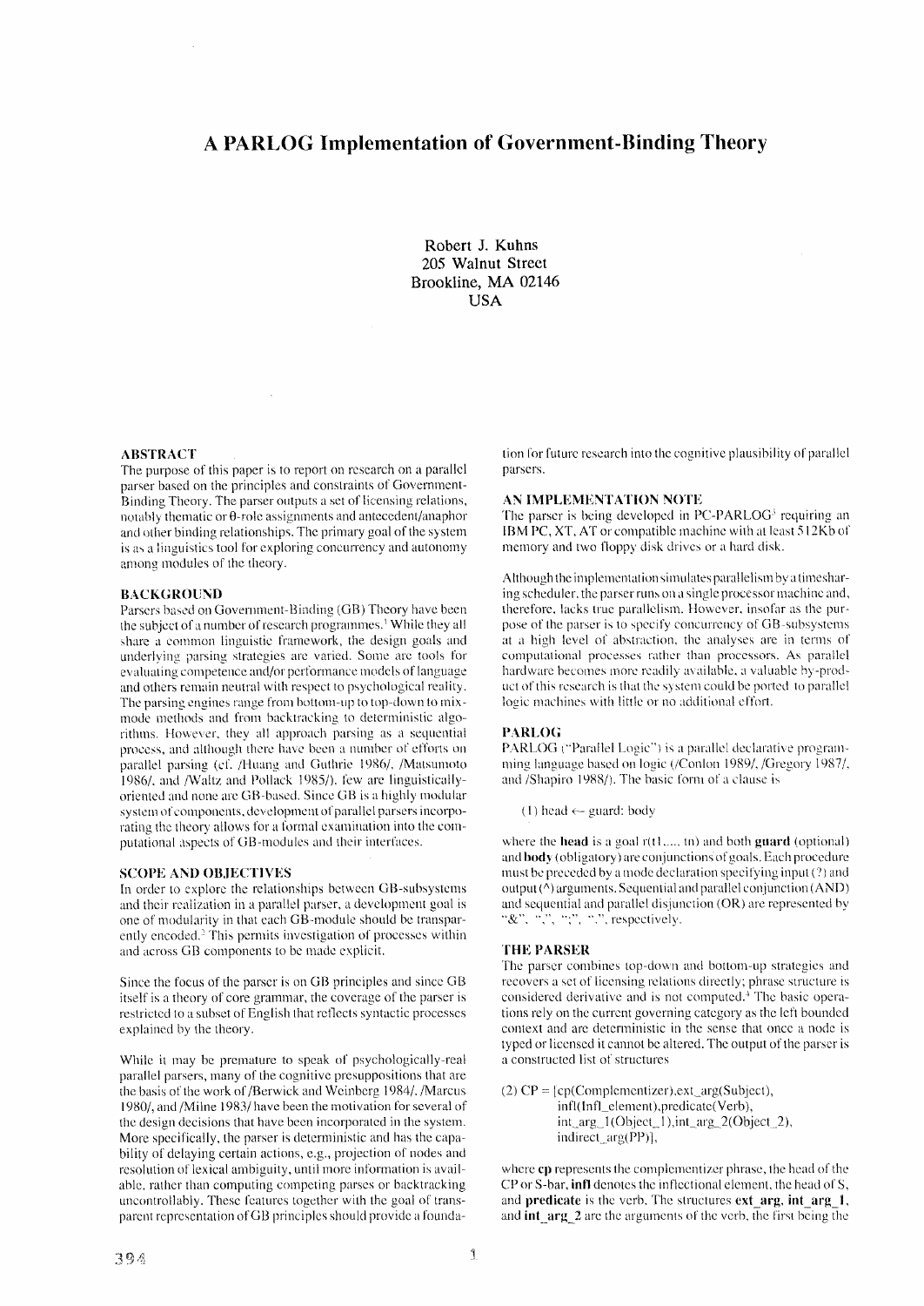# A PARLOG Implementation of Government-Binding Theory

Robert J. Kuhns
205 Walnut Street
Brookline, MA 02146
USA

## ABSTRACT

The purpose of this paper is to report on research on a parallel parser based on the principles and constraints of Government-Binding Theory. The parser outputs a set of licensing relations, notably thematic or θ-role assignments and antecedent/anaphor and other binding relationships. The primary goal of the system is as a linguistics tool for exploring concurrency and autonomy among modules of the theory.

## BACKGROUND

Parsers based on Government-Binding (GB) Theory have been the subject of a number of research programmes.[1] While they all share a common linguistic framework, the design goals and underlying parsing strategies are varied. Some are tools for evaluating competence and/or performance models of language and others remain neutral with respect to psychological reality. The parsing engines range from bottom-up to top-down to mix-mode methods and from backtracking to deterministic algorithms. However, they all approach parsing as a sequential process, and although there have been a number of efforts on parallel parsing (cf. /Huang and Guthrie 1986/, /Matsumoto 1986/, and /Waltz and Pollack 1985/), few are linguistically-oriented and none are GB-based. Since GB is a highly modular system of components, development of parallel parsers incorporating the theory allows for a formal examination into the computational aspects of GB-modules and their interfaces.

## SCOPE AND OBJECTIVES

In order to explore the relationships between GB-subsystems and their realization in a parallel parser, a development goal is one of modularity in that each GB-module should be transparently encoded.[2] This permits investigation of processes within and across GB components to be made explicit.

Since the focus of the parser is on GB principles and since GB itself is a theory of core grammar, the coverage of the parser is restricted to a subset of English that reflects syntactic processes explained by the theory.

While it may be premature to speak of psychologically-real parallel parsers, many of the cognitive presuppositions that are the basis of the work of /Berwick and Weinberg 1984/, /Marcus 1980/, and /Milne 1983/ have been the motivation for several of the design decisions that have been incorporated in the system. More specifically, the parser is deterministic and has the capability of delaying certain actions, e.g., projection of nodes and resolution of lexical ambiguity, until more information is available, rather than computing competing parses or backtracking uncontrollably. These features together with the goal of transparent representation of GB principles should provide a foundation for future research into the cognitive plausibility of parallel parsers.

## AN IMPLEMENTATION NOTE

The parser is being developed in PC-PARLOG[3] requiring an IBM PC, XT, AT or compatible machine with at least 512Kb of memory and two floppy disk drives or a hard disk.

Although the implementation simulates parallelism by a timesharing scheduler, the parser runs on a single processor machine and, therefore, lacks true parallelism. However, insofar as the purpose of the parser is to specify concurrency of GB-subsystems at a high level of abstraction, the analyses are in terms of computational processes rather than processors. As parallel hardware becomes more readily available, a valuable by-product of this research is that the system could be ported to parallel logic machines with little or no additional effort.

## PARLOG

PARLOG ("Parallel Logic") is a parallel declarative programming language based on logic (/Conlon 1989/, /Gregory 1987/, and /Shapiro 1988/). The basic form of a clause is

(1) head ← guard: body

where the **head** is a goal r(t1,..., tn) and both **guard** (optional) and **body** (obligatory) are conjunctions of goals. Each procedure must be preceded by a mode declaration specifying input (?) and output (^) arguments. Sequential and parallel conjunction (AND) and sequential and parallel disjunction (OR) are represented by "&", ",", ";", ".", respectively.

## THE PARSER

The parser combines top-down and bottom-up strategies and recovers a set of licensing relations directly; phrase structure is considered derivative and is not computed.[4] The basic operations rely on the current governing category as the left bounded context and are deterministic in the sense that once a node is typed or licensed it cannot be altered. The output of the parser is a constructed list of structures

(2) CP = [cp(Complementizer),ext_arg(Subject),
infl(Infl_element),predicate(Verb),
int_arg_1(Object_1),int_arg_2(Object_2),
indirect_arg(PP)],

where **cp** represents the complementizer phrase, the head of the CP or S-bar, **infl** denotes the inflectional element, the head of S, and **predicate** is the verb. The structures **ext_arg**, **int_arg_1**, and **int_arg_2** are the arguments of the verb, the first being the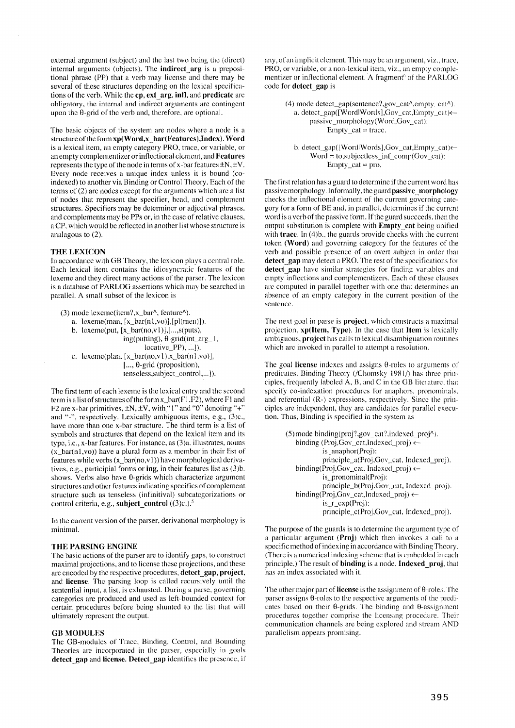external argument (subject) and the last two being the (direct) internal arguments (objects). The **indirect_arg** is a prepositional phrase (PP) that a verb may license and there may be several of these structures depending on the lexical specifications of the verb. While the **cp**, **ext_arg**, **infl**, and **predicate** are obligatory, the internal and indirect arguments are contingent upon the θ-grid of the verb and, therefore, are optional.

The basic objects of the system are nodes where a node is a structure of the form **xp(Word,x_bar(Features),Index)**. **Word** is a lexical item, an empty category PRO, trace, or variable, or an empty complementizer or inflectional element, and **Features** represents the type of the node in terms of x-bar features ±N, ±V. Every node receives a unique index unless it is bound (co-indexed) to another via Binding or Control Theory. Each of the terms of (2) are nodes except for the arguments which are a list of nodes that represent the specifier, head, and complement structures. Specifiers may be determiner or adjectival phrases, and complements may be PPs or, in the case of relative clauses, a CP, which would be reflected in another list whose structure is analagous to (2).

### THE LEXICON

In accordance with GB Theory, the lexicon plays a central role. Each lexical item contains the idiosyncratic features of the lexeme and they direct many actions of the parser. The lexicon is a database of PARLOG assertions which may be searched in parallel. A small subset of the lexicon is

```
(3) mode lexeme(item?,x_bar^, feature^).
    a. lexeme(man, [x_bar(n1,vo)],[pl(men)]).
    b. lexeme(put, [x_bar(no,v1)],[...,s(puts).
                   ing(putting), θ-grid(int_arg_1,
                       locative_PP), ...]).
    c. lexeme(plan, [x_bar(no,v1),x_bar(n1,vo)],
              [..., θ-grid (proposition),
              tenseless,subject_control,...]).
```

The first term of each lexeme is the lexical entry and the second term is a list of structures of the form x_bar(F1,F2), where F1 and F2 are x-bar primitives, ±N, ±V, with "1" and "0" denoting "+" and "-", respectively. Lexically ambiguous items, e.g., (3)c., have more than one x-bar structure. The third term is a list of symbols and structures that depend on the lexical item and its type, i.e., x-bar features. For instance, as (3)a. illustrates, nouns (x_bar(n1,vo)) have a plural form as a member in their list of features while verbs (x_bar(no,v1)) have morphological derivatives, e.g., participial forms or **ing**, in their features list as (3)b. shows. Verbs also have θ-grids which characterize argument structures and other features indicating specifics of complement structure such as tenseless (infinitival) subcategorizations or control criteria, e.g., **subject_control** ((3)c.).[5]

In the current version of the parser, derivational morphology is minimal.

### THE PARSING ENGINE

The basic actions of the parser are to identify gaps, to construct maximal projections, and to license these projections, and these are encoded by the respective procedures, **detect_gap**, **project**, and **license**. The parsing loop is called recursively until the sentential input, a list, is exhausted. During a parse, governing categories are produced and used as left-bounded context for certain procedures before being shunted to the list that will ultimately represent the output.

### GB MODULES

The GB-modules of Trace, Binding, Control, and Bounding Theories are incorporated in the parser, especially in goals **detect_gap** and **license**. **Detect_gap** identifies the presence, if any, of an implicit element. This may be an argument, viz., trace, PRO, or variable, or a non-lexical item, viz., an empty complementizer or inflectional element. A fragment[6] of the PARLOG code for **detect_gap** is

```
(4) mode detect_gap(sentence?,gov_cat^,empty_cat^).
    a. detect_gap([Word|Words],Gov_cat,Empty_cat)←
         passive_morphology(Word,Gov_cat):
              Empty_cat = trace.

    b. detect_gap([Word|Words],Gov_cat,Empty_cat)←
         Word = to,subjectless_inf_comp(Gov_cat):
              Empty_cat = pro.
```

The first relation has a guard to determine if the current word has passive morphology. Informally, the guard **passive_morphology** checks the inflectional element of the current governing category for a form of BE and, in parallel, determines if the current word is a verb of the passive form. If the guard succeeds, then the output substitution is complete with **Empty_cat** being unified with **trace**. In (4)b., the guards provide checks with the current token (**Word**) and governing category for the features of the verb and possible presence of an overt subject in order that **detect_gap** may detect a PRO. The rest of the specifications for **detect_gap** have similar strategies for finding variables and empty inflections and complementizers. Each of these clauses are computed in parallel together with one that determines an absence of an empty category in the current position of the sentence.

The next goal in parse is **project**, which constructs a maximal projection. **xp(Item, Type)**. In the case that **Item** is lexically ambiguous, **project** has calls to lexical disambiguation routines which are invoked in parallel to attempt a resolution.

The goal **license** indexes and assigns θ-roles to arguments of predicates. Binding Theory (/Chomsky 1981/) has three principles, frequently labeled A, B, and C in the GB literature, that specify co-indexation procedures for anaphors, pronominals, and referential (R-) expressions, respectively. Since the principles are independent, they are candidates for parallel execution. Thus, Binding is specified in the system as

```
(5) mode binding(proj?,gov_cat?,indexed_proj^).
    binding (Proj,Gov_cat,Indexed_proj) ←
         is_anaphor(Proj):
         principle_a(Proj,Gov_cat, Indexed_proj).
    binding(Proj,Gov_cat, Indexed_proj) ←
         is_pronominal(Proj):
         principle_b(Proj,Gov_cat, Indexed_proj).
    binding(Proj,Gov_cat,Indexed_proj) ←
         is_r_exp(Proj):
         principle_c(Proj,Gov_cat, Indexed_proj).
```

The purpose of the guards is to determine the argument type of a particular argument (**Proj**) which then invokes a call to a specific method of indexing in accordance with Binding Theory. (There is a numerical indexing scheme that is embedded in each principle.) The result of **binding** is a node, **Indexed_proj**, that has an index associated with it.

The other major part of **license** is the assignment of θ-roles. The parser assigns θ-roles to the respective arguments of the predicates based on their θ-grids. The binding and θ-assignment procedures together comprise the licensing procedure. Their communication channels are being explored and stream AND parallelism appears promising.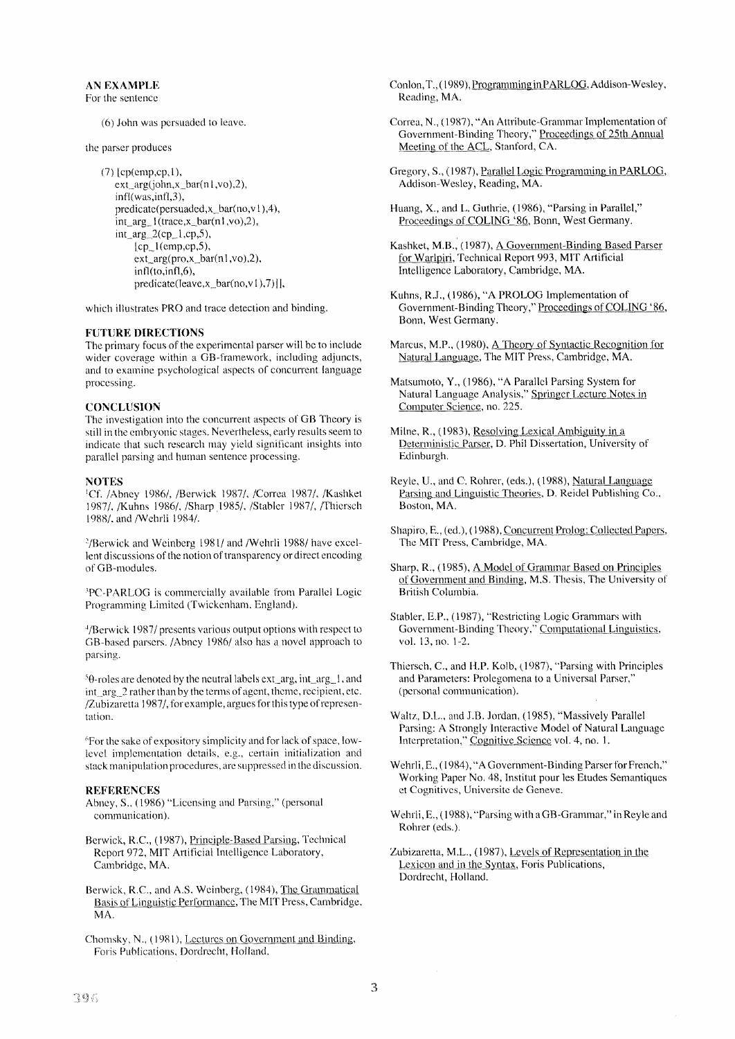## AN EXAMPLE

For the sentence

(6) John was persuaded to leave.

the parser produces

```
(7) [cp(emp,cp,1),
    ext_arg(john,x_bar(n1,vo),2),
    infl(was,infl,3),
    predicate(persuaded,x_bar(no,v1),4),
    int_arg_1(trace,x_bar(n1,vo),2),
    int_arg_2(cp_1,cp,5),
        [cp_1(emp,cp,5),
        ext_arg(pro,x_bar(n1,vo),2),
        infl(to,infl,6),
        predicate(leave,x_bar(no,v1),7)]],
```

which illustrates PRO and trace detection and binding.

## FUTURE DIRECTIONS

The primary focus of the experimental parser will be to include wider coverage within a GB-framework, including adjuncts, and to examine psychological aspects of concurrent language processing.

## CONCLUSION

The investigation into the concurrent aspects of GB Theory is still in the embryonic stages. Nevertheless, early results seem to indicate that such research may yield significant insights into parallel parsing and human sentence processing.

## NOTES

[1]Cf. /Abney 1986/, /Berwick 1987/, /Correa 1987/, /Kashket 1987/, /Kuhns 1986/, /Sharp 1985/, /Stabler 1987/, /Thiersch 1988/, and /Wehrli 1984/.

[2]/Berwick and Weinberg 1981/ and /Wehrli 1988/ have excellent discussions of the notion of transparency or direct encoding of GB-modules.

[3]PC-PARLOG is commercially available from Parallel Logic Programming Limited (Twickenham, England).

[4]/Berwick 1987/ presents various output options with respect to GB-based parsers. /Abney 1986/ also has a novel approach to parsing.

[5]θ-roles are denoted by the neutral labels ext_arg, int_arg_1, and int_arg_2 rather than by the terms of agent, theme, recipient, etc. /Zubizaretta 1987/, for example, argues for this type of representation.

[6]For the sake of expository simplicity and for lack of space, low-level implementation details, e.g., certain initialization and stack manipulation procedures, are suppressed in the discussion.

## REFERENCES

Abney, S., (1986) "Licensing and Parsing," (personal communication).

Berwick, R.C., (1987), Principle-Based Parsing, Technical Report 972, MIT Artificial Intelligence Laboratory, Cambridge, MA.

Berwick, R.C., and A.S. Weinberg, (1984), The Grammatical Basis of Linguistic Performance, The MIT Press, Cambridge, MA.

Chomsky, N., (1981), Lectures on Government and Binding, Foris Publications, Dordrecht, Holland.

Conlon, T., (1989), Programming in PARLOG, Addison-Wesley, Reading, MA.

Correa, N., (1987), "An Attribute-Grammar Implementation of Government-Binding Theory," Proceedings of 25th Annual Meeting of the ACL, Stanford, CA.

Gregory, S., (1987), Parallel Logic Programming in PARLOG, Addison-Wesley, Reading, MA.

Huang, X., and L. Guthrie, (1986), "Parsing in Parallel," Proceedings of COLING '86, Bonn, West Germany.

Kashket, M.B., (1987), A Government-Binding Based Parser for Warlpiri, Technical Report 993, MIT Artificial Intelligence Laboratory, Cambridge, MA.

Kuhns, R.J., (1986), "A PROLOG Implementation of Government-Binding Theory," Proceedings of COLING '86, Bonn, West Germany.

Marcus, M.P., (1980), A Theory of Syntactic Recognition for Natural Language, The MIT Press, Cambridge, MA.

Matsumoto, Y., (1986), "A Parallel Parsing System for Natural Language Analysis," Springer Lecture Notes in Computer Science, no. 225.

Milne, R., (1983), Resolving Lexical Ambiguity in a Deterministic Parser, D. Phil Dissertation, University of Edinburgh.

Reyle, U., and C. Rohrer, (eds.), (1988), Natural Language Parsing and Linguistic Theories, D. Reidel Publishing Co., Boston, MA.

Shapiro, E., (ed.), (1988), Concurrent Prolog: Collected Papers, The MIT Press, Cambridge, MA.

Sharp, R., (1985), A Model of Grammar Based on Principles of Government and Binding, M.S. Thesis, The University of British Columbia.

Stabler, E.P., (1987), "Restricting Logic Grammars with Government-Binding Theory," Computational Linguistics, vol. 13, no. 1-2.

Thiersch, C., and H.P. Kolb, (1987), "Parsing with Principles and Parameters: Prolegomena to a Universal Parser," (personal communication).

Waltz, D.L., and J.B. Jordan, (1985), "Massively Parallel Parsing: A Strongly Interactive Model of Natural Language Interpretation," Cognitive Science vol. 4, no. 1.

Wehrli, E., (1984), "A Government-Binding Parser for French," Working Paper No. 48, Institut pour les Etudes Semantiques et Cognitives, Universite de Geneve.

Wehrli, E., (1988), "Parsing with a GB-Grammar," in Reyle and Rohrer (eds.).

Zubizaretta, M.L., (1987), Levels of Representation in the Lexicon and in the Syntax, Foris Publications, Dordrecht, Holland.